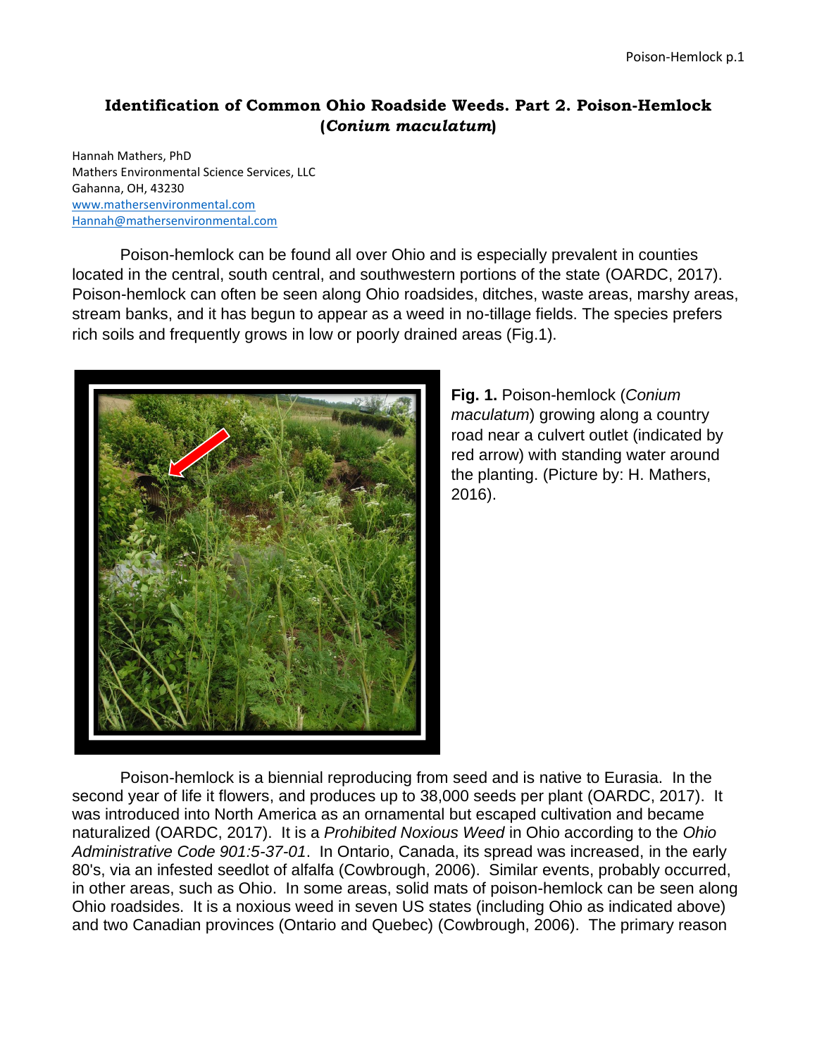# Identification of Common Ohio Roadside Weeds. Part 2. Poison-Hemlock (*Conium maculatum*)

Hannah Mathers, PhD
Mathers Environmental Science Services, LLC
Gahanna, OH, 43230
www.mathersenvironmental.com
Hannah@mathersenvironmental.com

Poison-hemlock can be found all over Ohio and is especially prevalent in counties located in the central, south central, and southwestern portions of the state (OARDC, 2017). Poison-hemlock can often be seen along Ohio roadsides, ditches, waste areas, marshy areas, stream banks, and it has begun to appear as a weed in no-tillage fields. The species prefers rich soils and frequently grows in low or poorly drained areas (Fig.1).

**Fig. 1.** Poison-hemlock (*Conium maculatum*) growing along a country road near a culvert outlet (indicated by red arrow) with standing water around the planting. (Picture by: H. Mathers, 2016).

Poison-hemlock is a biennial reproducing from seed and is native to Eurasia. In the second year of life it flowers, and produces up to 38,000 seeds per plant (OARDC, 2017). It was introduced into North America as an ornamental but escaped cultivation and became naturalized (OARDC, 2017). It is a *Prohibited Noxious Weed* in Ohio according to the *Ohio Administrative Code 901:5-37-01*. In Ontario, Canada, its spread was increased, in the early 80's, via an infested seedlot of alfalfa (Cowbrough, 2006). Similar events, probably occurred, in other areas, such as Ohio. In some areas, solid mats of poison-hemlock can be seen along Ohio roadsides. It is a noxious weed in seven US states (including Ohio as indicated above) and two Canadian provinces (Ontario and Quebec) (Cowbrough, 2006). The primary reason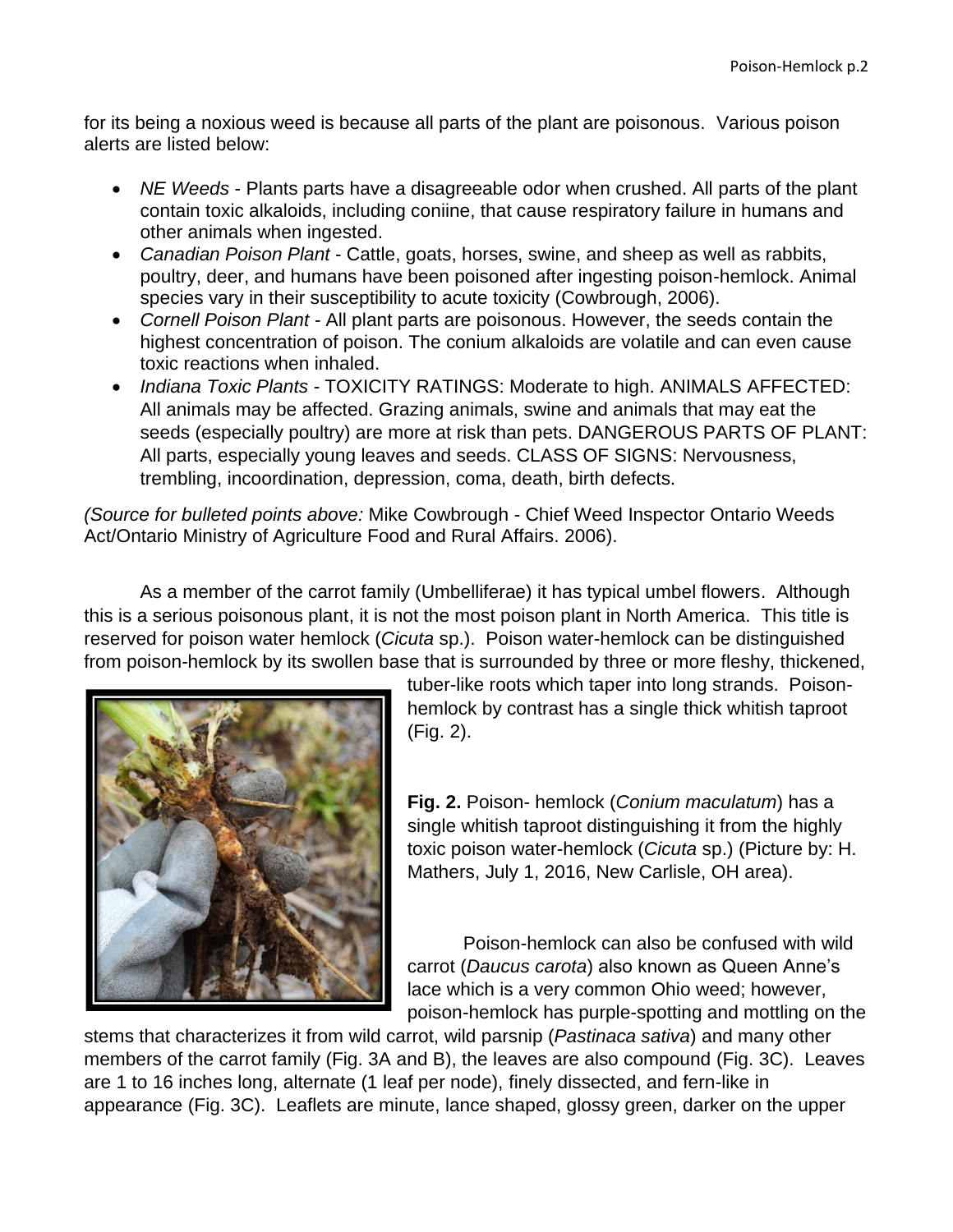for its being a noxious weed is because all parts of the plant are poisonous. Various poison alerts are listed below:

- *NE Weeds* - Plants parts have a disagreeable odor when crushed. All parts of the plant contain toxic alkaloids, including coniine, that cause respiratory failure in humans and other animals when ingested.
- *Canadian Poison Plant* - Cattle, goats, horses, swine, and sheep as well as rabbits, poultry, deer, and humans have been poisoned after ingesting poison-hemlock. Animal species vary in their susceptibility to acute toxicity (Cowbrough, 2006).
- *Cornell Poison Plant* - All plant parts are poisonous. However, the seeds contain the highest concentration of poison. The conium alkaloids are volatile and can even cause toxic reactions when inhaled.
- *Indiana Toxic Plants* - TOXICITY RATINGS: Moderate to high. ANIMALS AFFECTED: All animals may be affected. Grazing animals, swine and animals that may eat the seeds (especially poultry) are more at risk than pets. DANGEROUS PARTS OF PLANT: All parts, especially young leaves and seeds. CLASS OF SIGNS: Nervousness, trembling, incoordination, depression, coma, death, birth defects.

*(Source for bulleted points above:* Mike Cowbrough - Chief Weed Inspector Ontario Weeds Act/Ontario Ministry of Agriculture Food and Rural Affairs. 2006).

As a member of the carrot family (Umbelliferae) it has typical umbel flowers. Although this is a serious poisonous plant, it is not the most poison plant in North America. This title is reserved for poison water hemlock (*Cicuta* sp.). Poison water-hemlock can be distinguished from poison-hemlock by its swollen base that is surrounded by three or more fleshy, thickened, tuber-like roots which taper into long strands. Poison-hemlock by contrast has a single thick whitish taproot (Fig. 2).

**Fig. 2.** Poison- hemlock (*Conium maculatum*) has a single whitish taproot distinguishing it from the highly toxic poison water-hemlock (*Cicuta* sp.) (Picture by: H. Mathers, July 1, 2016, New Carlisle, OH area).

Poison-hemlock can also be confused with wild carrot (*Daucus carota*) also known as Queen Anne's lace which is a very common Ohio weed; however, poison-hemlock has purple-spotting and mottling on the stems that characterizes it from wild carrot, wild parsnip (*Pastinaca sativa*) and many other members of the carrot family (Fig. 3A and B), the leaves are also compound (Fig. 3C). Leaves are 1 to 16 inches long, alternate (1 leaf per node), finely dissected, and fern-like in appearance (Fig. 3C). Leaflets are minute, lance shaped, glossy green, darker on the upper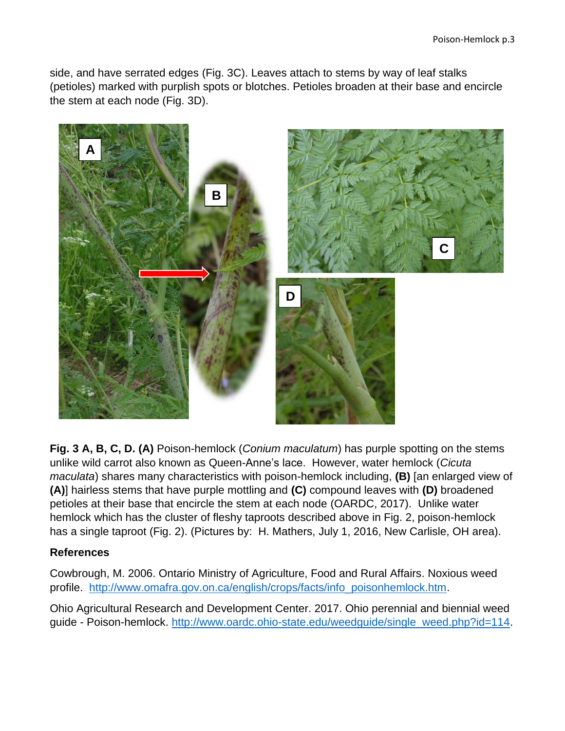side, and have serrated edges (Fig. 3C). Leaves attach to stems by way of leaf stalks (petioles) marked with purplish spots or blotches. Petioles broaden at their base and encircle the stem at each node (Fig. 3D).

**Fig. 3 A, B, C, D. (A)** Poison-hemlock (*Conium maculatum*) has purple spotting on the stems unlike wild carrot also known as Queen-Anne's lace. However, water hemlock (*Cicuta maculata*) shares many characteristics with poison-hemlock including, **(B)** [an enlarged view of **(A)**] hairless stems that have purple mottling and **(C)** compound leaves with **(D)** broadened petioles at their base that encircle the stem at each node (OARDC, 2017). Unlike water hemlock which has the cluster of fleshy taproots described above in Fig. 2, poison-hemlock has a single taproot (Fig. 2). (Pictures by: H. Mathers, July 1, 2016, New Carlisle, OH area).

### References

Cowbrough, M. 2006. Ontario Ministry of Agriculture, Food and Rural Affairs. Noxious weed profile. http://www.omafra.gov.on.ca/english/crops/facts/info_poisonhemlock.htm.

Ohio Agricultural Research and Development Center. 2017. Ohio perennial and biennial weed guide - Poison-hemlock. http://www.oardc.ohio-state.edu/weedguide/single_weed.php?id=114.